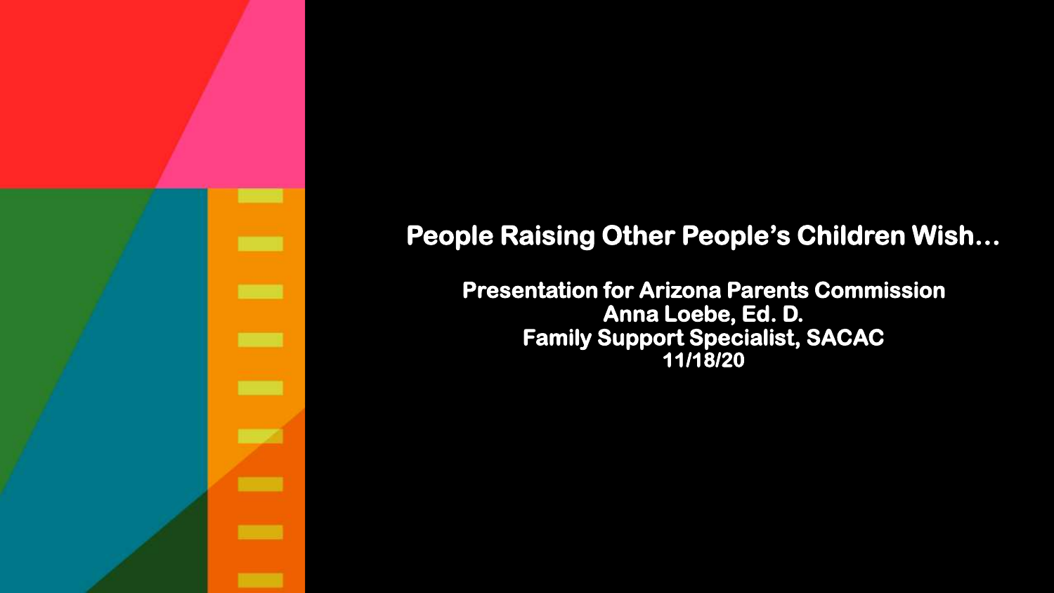# People Raising Other People's Children Wish…

**Presentation for Arizona Parents Commission**
**Anna Loebe, Ed. D.**
**Family Support Specialist, SACAC**
**11/18/20**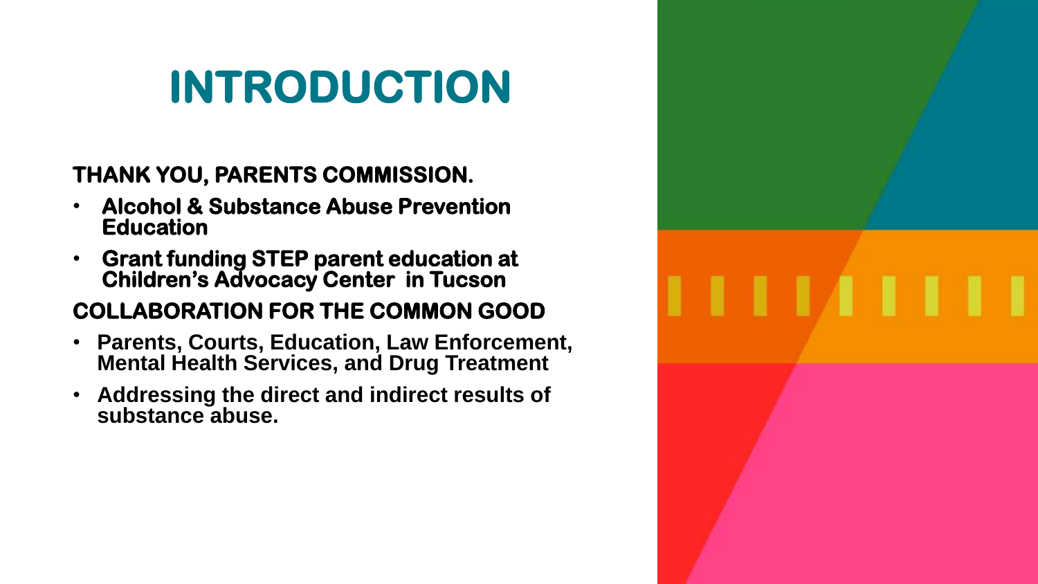# INTRODUCTION

**THANK YOU, PARENTS COMMISSION.**

- **Alcohol & Substance Abuse Prevention Education**
- **Grant funding STEP parent education at Children's Advocacy Center in Tucson**

**COLLABORATION FOR THE COMMON GOOD**

- **Parents, Courts, Education, Law Enforcement, Mental Health Services, and Drug Treatment**
- **Addressing the direct and indirect results of substance abuse.**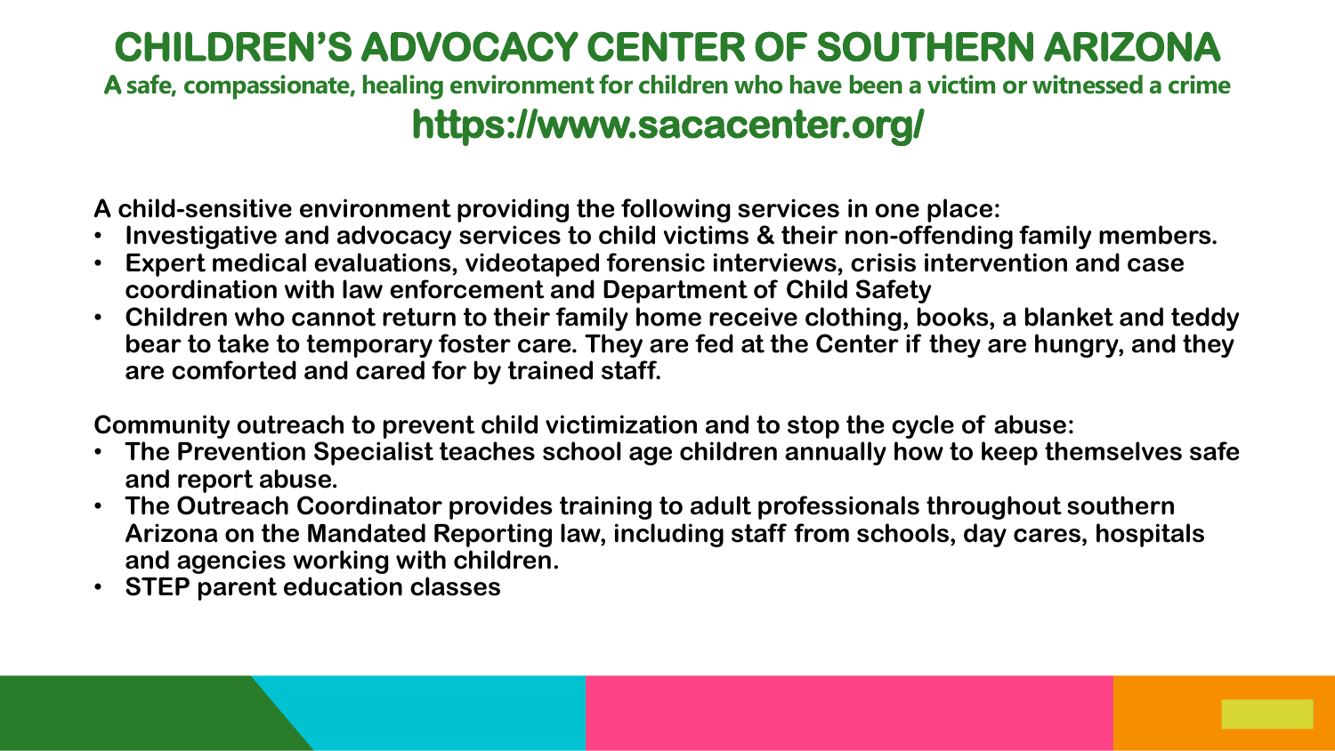# CHILDREN'S ADVOCACY CENTER OF SOUTHERN ARIZONA

**A safe, compassionate, healing environment for children who have been a victim or witnessed a crime**

## https://www.sacacenter.org/

**A child-sensitive environment providing the following services in one place:**

- **Investigative and advocacy services to child victims & their non-offending family members.**
- **Expert medical evaluations, videotaped forensic interviews, crisis intervention and case coordination with law enforcement and Department of Child Safety**
- **Children who cannot return to their family home receive clothing, books, a blanket and teddy bear to take to temporary foster care. They are fed at the Center if they are hungry, and they are comforted and cared for by trained staff.**

**Community outreach to prevent child victimization and to stop the cycle of abuse:**

- **The Prevention Specialist teaches school age children annually how to keep themselves safe and report abuse.**
- **The Outreach Coordinator provides training to adult professionals throughout southern Arizona on the Mandated Reporting law, including staff from schools, day cares, hospitals and agencies working with children.**
- **STEP parent education classes**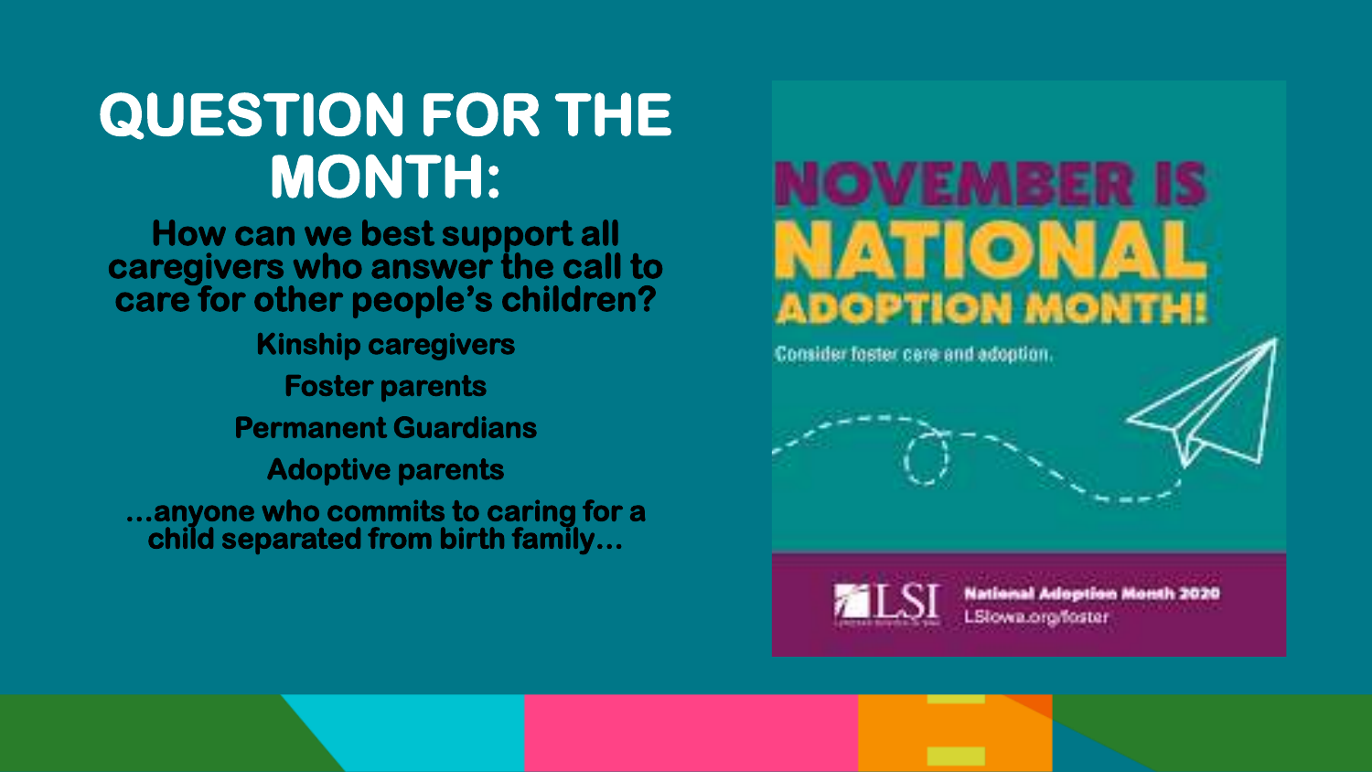# QUESTION FOR THE MONTH:

**How can we best support all caregivers who answer the call to care for other people's children?**

**Kinship caregivers**

**Foster parents**

**Permanent Guardians**

**Adoptive parents**

**…anyone who commits to caring for a child separated from birth family…**

NOVEMBER IS NATIONAL ADOPTION MONTH!

Consider foster care and adoption.

LSI

National Adoption Month 2020

LSIowa.org/foster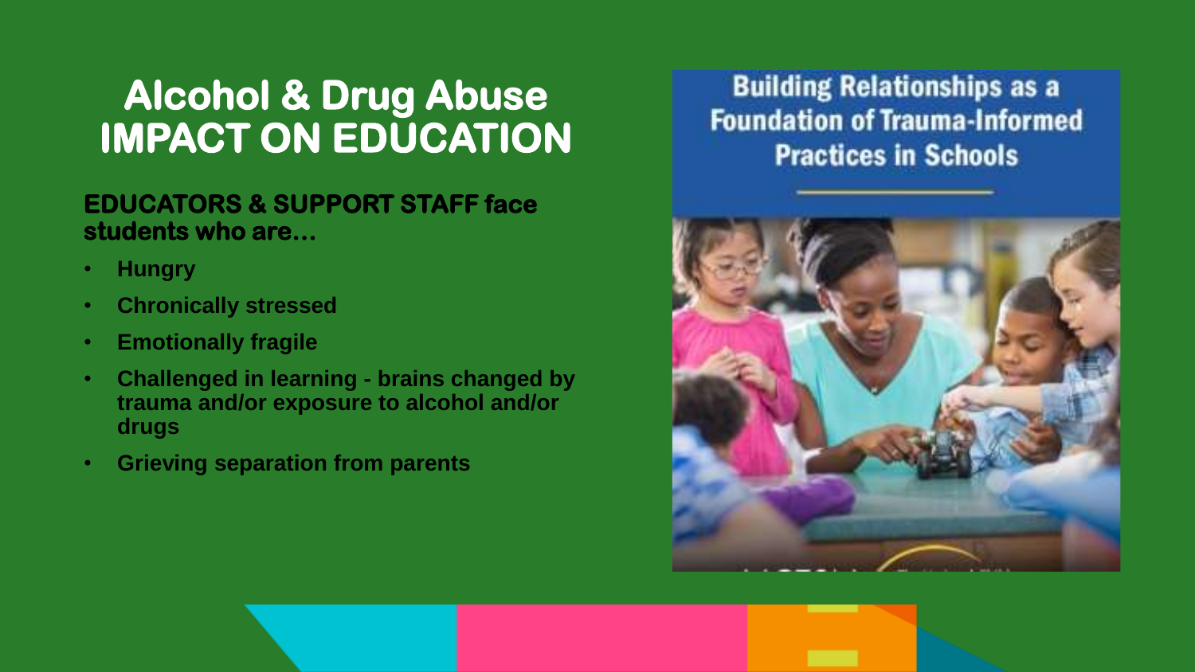# Alcohol & Drug Abuse IMPACT ON EDUCATION

**EDUCATORS & SUPPORT STAFF face students who are…**

- **Hungry**
- **Chronically stressed**
- **Emotionally fragile**
- **Challenged in learning - brains changed by trauma and/or exposure to alcohol and/or drugs**
- **Grieving separation from parents**

**Building Relationships as a Foundation of Trauma-Informed Practices in Schools**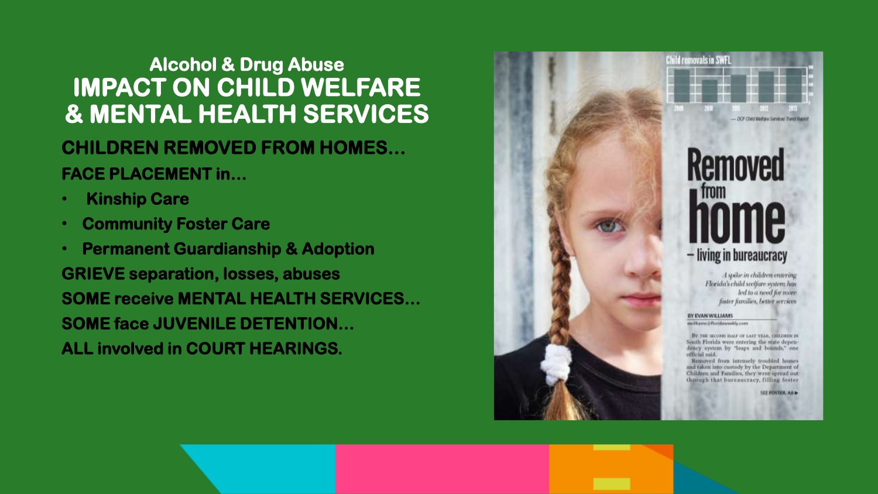## Alcohol & Drug Abuse

# IMPACT ON CHILD WELFARE & MENTAL HEALTH SERVICES

**CHILDREN REMOVED FROM HOMES…**

**FACE PLACEMENT in…**

- **Kinship Care**
- **Community Foster Care**
- **Permanent Guardianship & Adoption**

**GRIEVE separation, losses, abuses**

**SOME receive MENTAL HEALTH SERVICES…**

**SOME face JUVENILE DETENTION…**

**ALL involved in COURT HEARINGS.**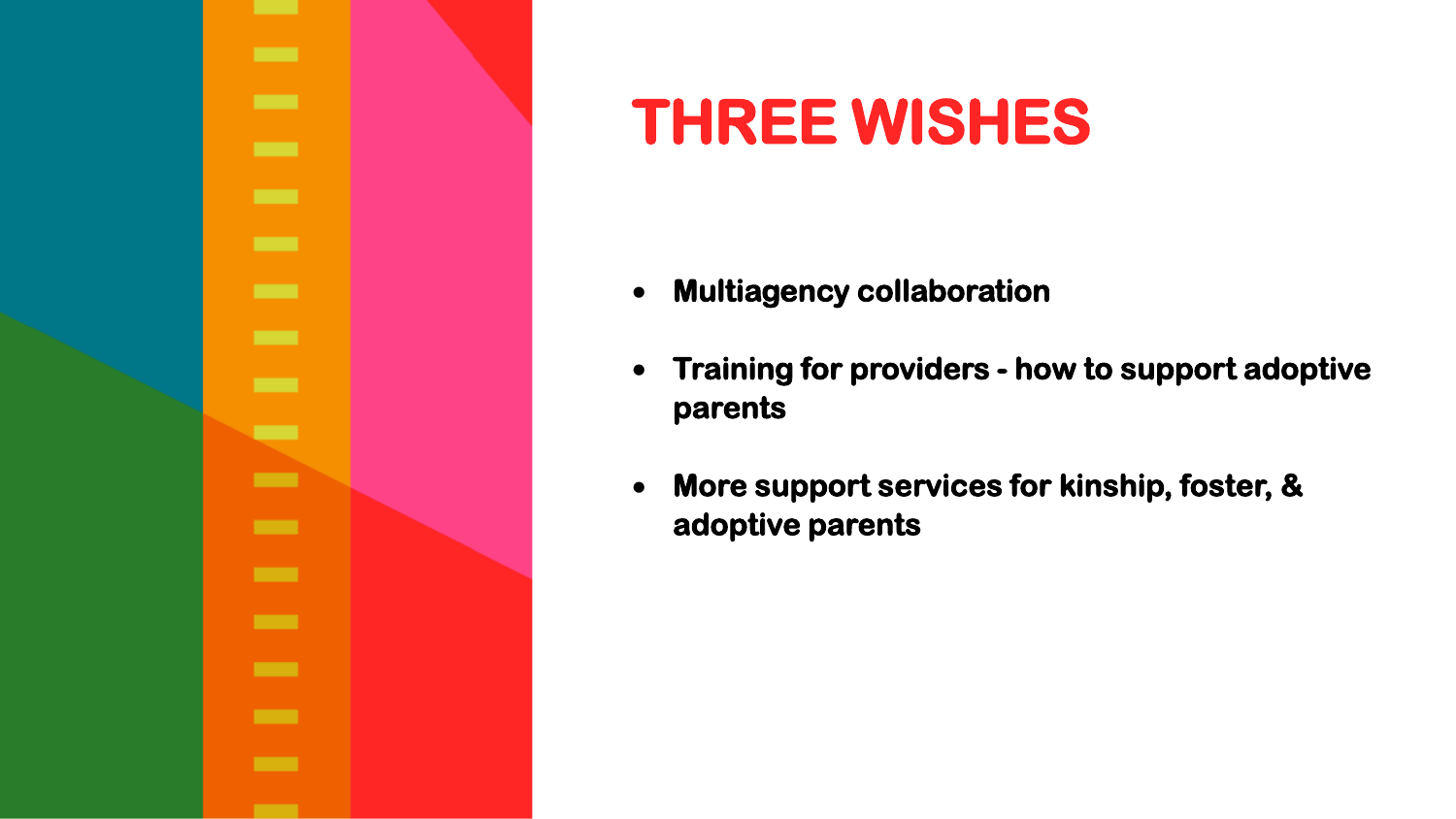# THREE WISHES

- **Multiagency collaboration**
- **Training for providers - how to support adoptive parents**
- **More support services for kinship, foster, & adoptive parents**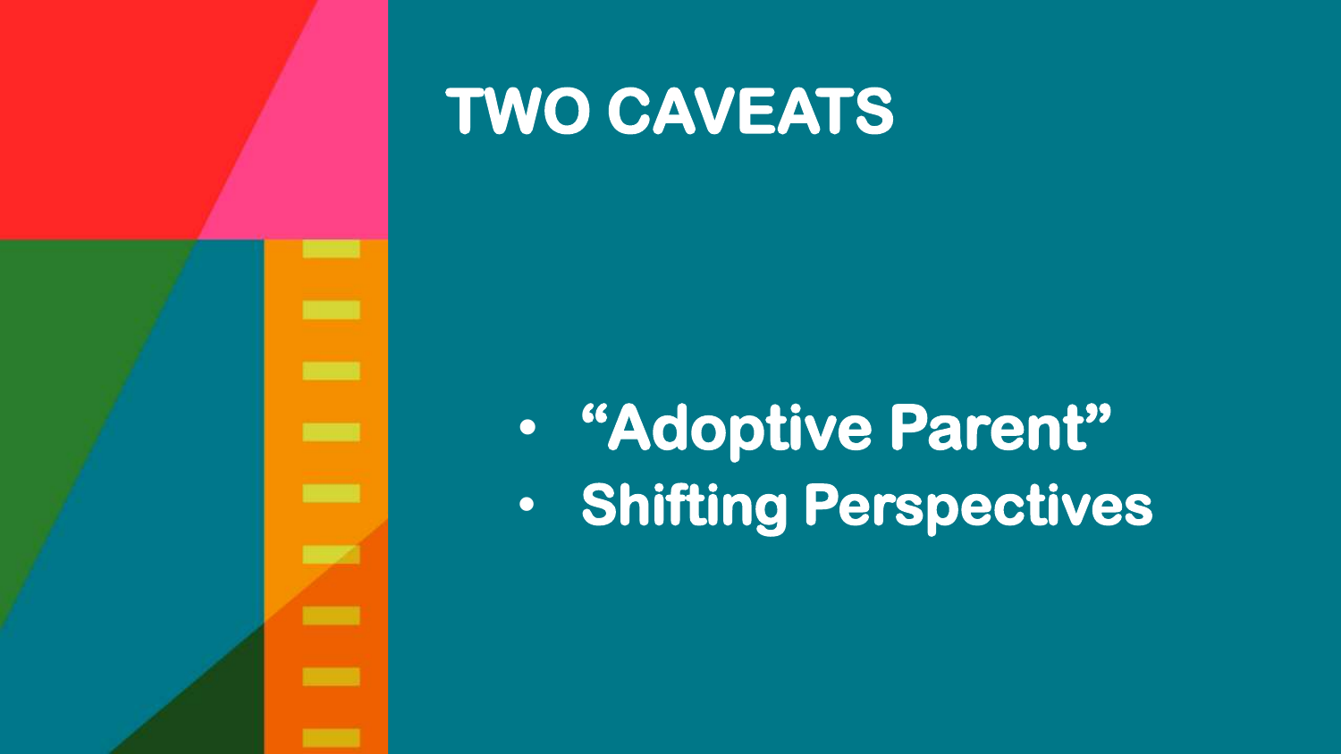# TWO CAVEATS

- **"Adoptive Parent"**
- **Shifting Perspectives**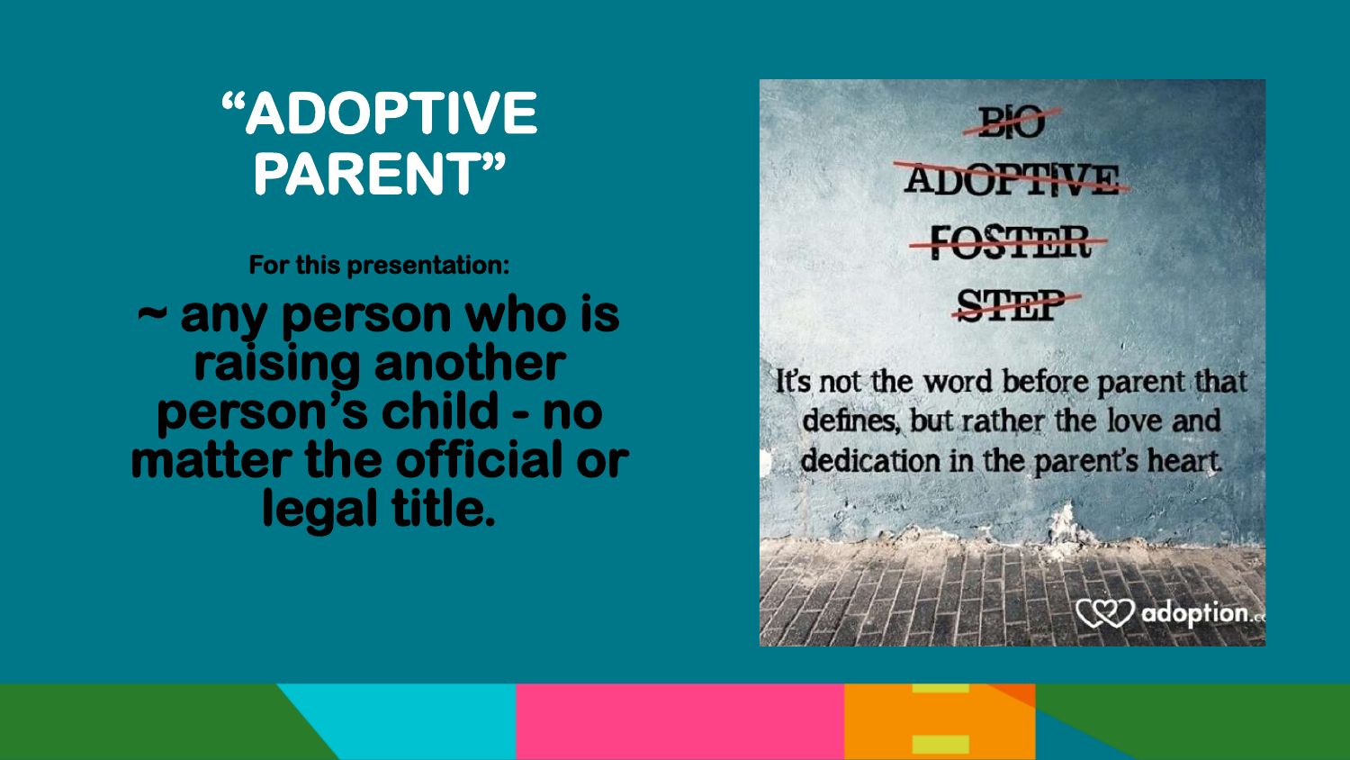# "ADOPTIVE PARENT"

**For this presentation:**

**~ any person who is raising another person's child - no matter the official or legal title.**

~~BIO~~

~~ADOPTIVE~~

~~FOSTER~~

~~STEP~~

It's not the word before parent that defines, but rather the love and dedication in the parent's heart.

adoption.c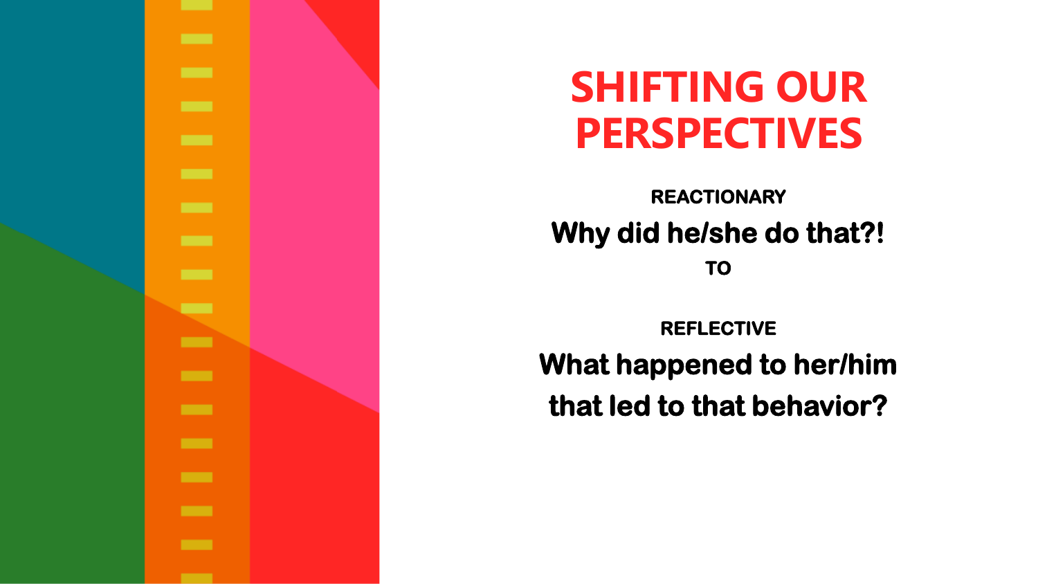# SHIFTING OUR PERSPECTIVES

**REACTIONARY**

**Why did he/she do that?!**

**TO**

**REFLECTIVE**

**What happened to her/him that led to that behavior?**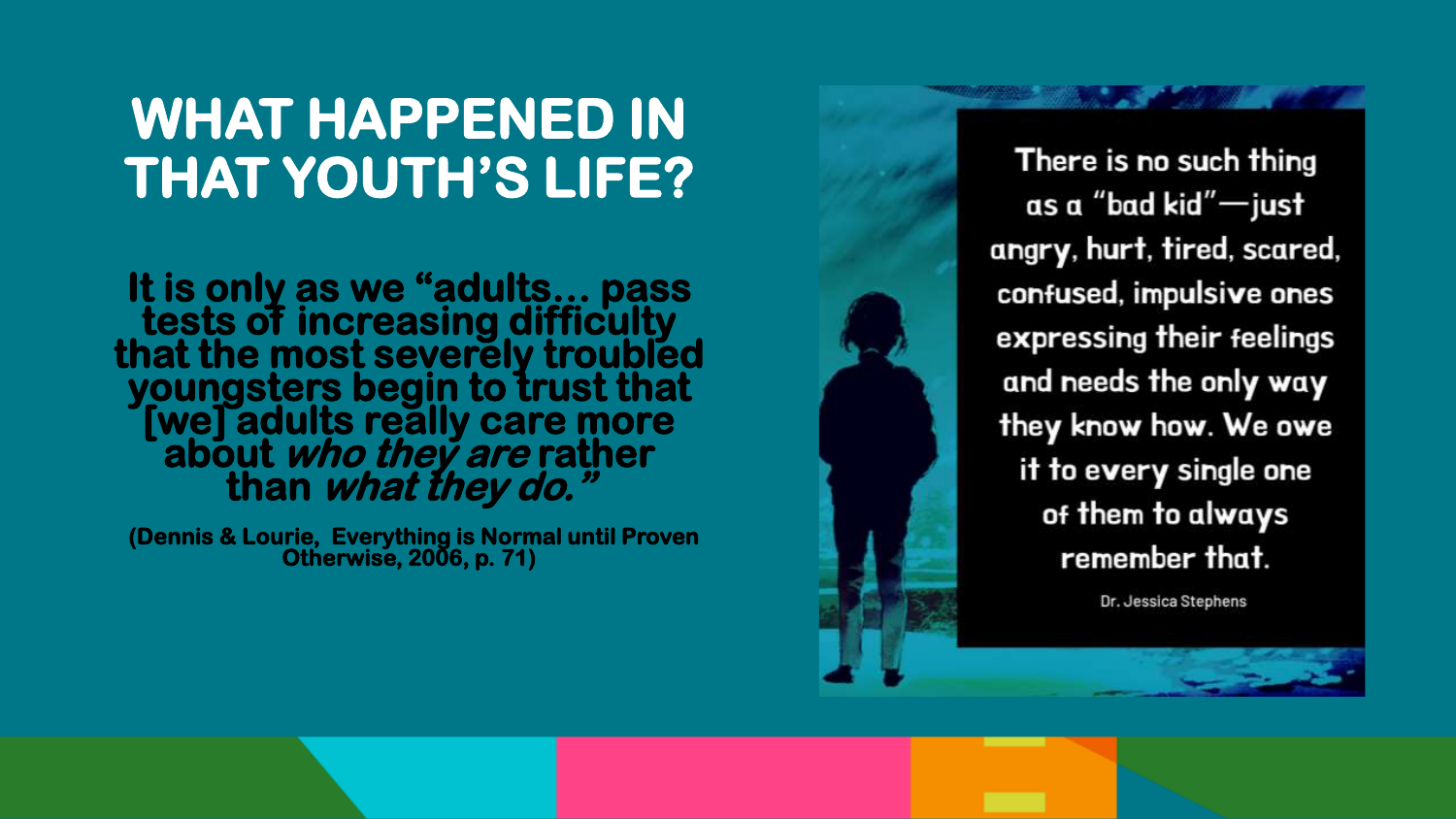# WHAT HAPPENED IN THAT YOUTH'S LIFE?

**It is only as we "adults… pass tests of increasing difficulty that the most severely troubled youngsters begin to trust that [we] adults really care more about *who they are* rather than *what they do."***

**(Dennis & Lourie, Everything is Normal until Proven Otherwise, 2006, p. 71)**

There is no such thing as a "bad kid"—just angry, hurt, tired, scared, confused, impulsive ones expressing their feelings and needs the only way they know how. We owe it to every single one of them to always remember that.

Dr. Jessica Stephens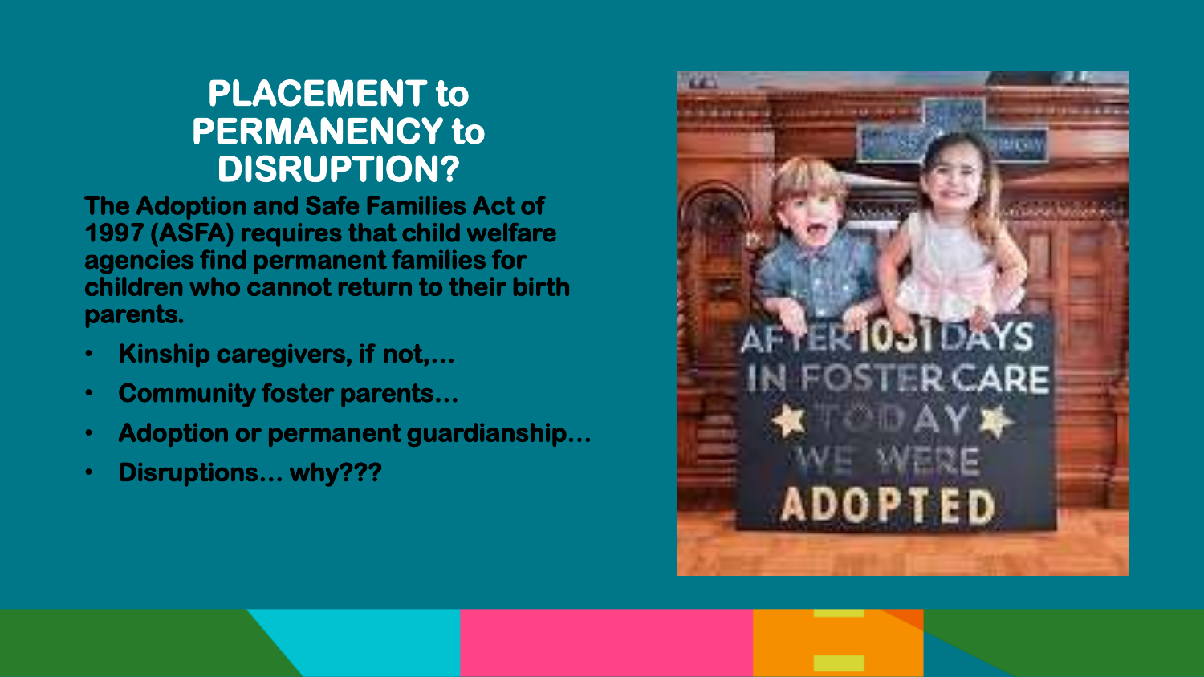# PLACEMENT to PERMANENCY to DISRUPTION?

**The Adoption and Safe Families Act of 1997 (ASFA) requires that child welfare agencies find permanent families for children who cannot return to their birth parents.**

- **Kinship caregivers, if not,…**
- **Community foster parents…**
- **Adoption or permanent guardianship…**
- **Disruptions… why???**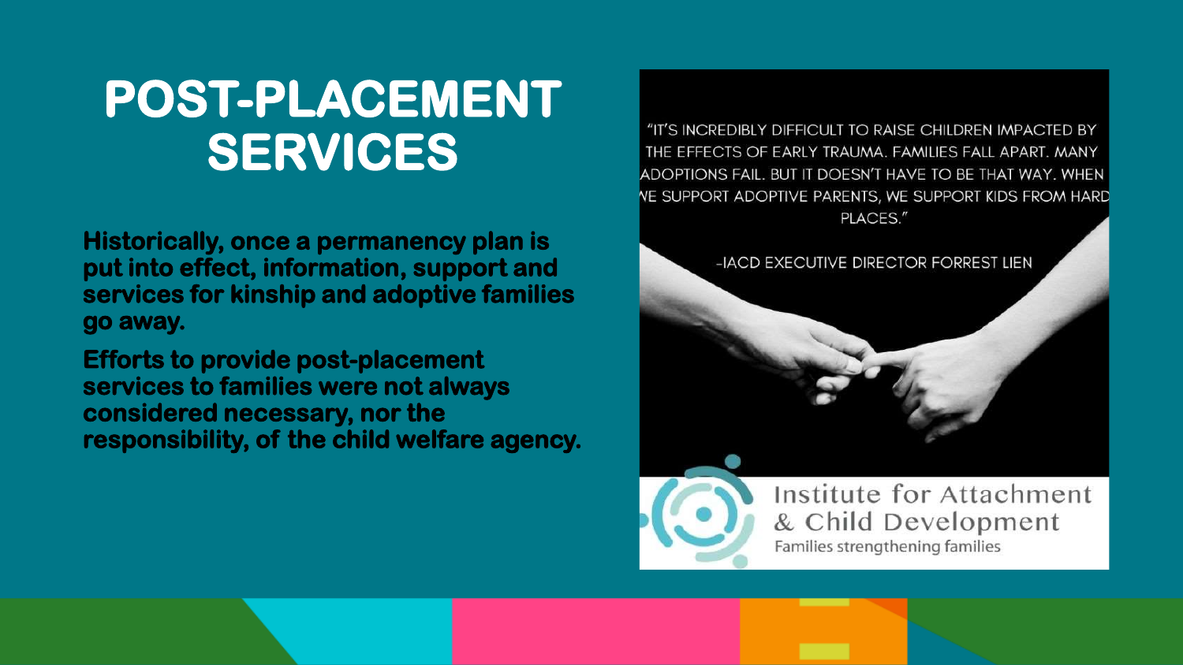# POST-PLACEMENT SERVICES

**Historically, once a permanency plan is put into effect, information, support and services for kinship and adoptive families go away.**

**Efforts to provide post-placement services to families were not always considered necessary, nor the responsibility, of the child welfare agency.**

"IT'S INCREDIBLY DIFFICULT TO RAISE CHILDREN IMPACTED BY THE EFFECTS OF EARLY TRAUMA. FAMILIES FALL APART. MANY ADOPTIONS FAIL. BUT IT DOESN'T HAVE TO BE THAT WAY. WHEN WE SUPPORT ADOPTIVE PARENTS, WE SUPPORT KIDS FROM HARD PLACES."

-IACD EXECUTIVE DIRECTOR FORREST LIEN

Institute for Attachment & Child Development

Families strengthening families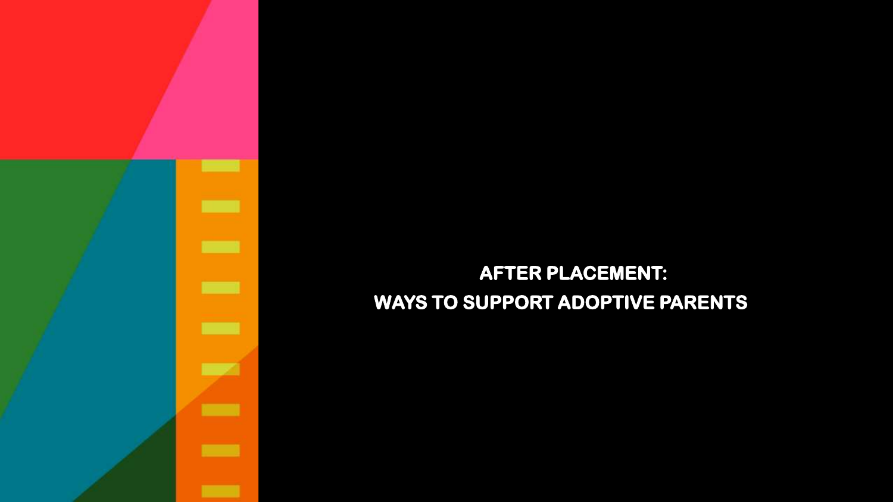# AFTER PLACEMENT:
# WAYS TO SUPPORT ADOPTIVE PARENTS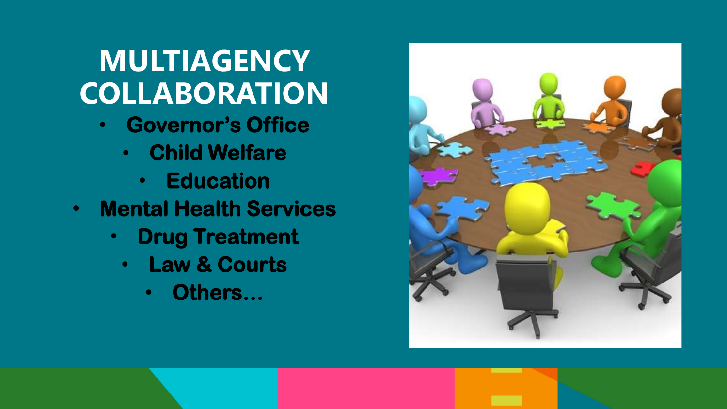# MULTIAGENCY COLLABORATION

- Governor's Office
- Child Welfare
- Education
- Mental Health Services
- Drug Treatment
- Law & Courts
- Others…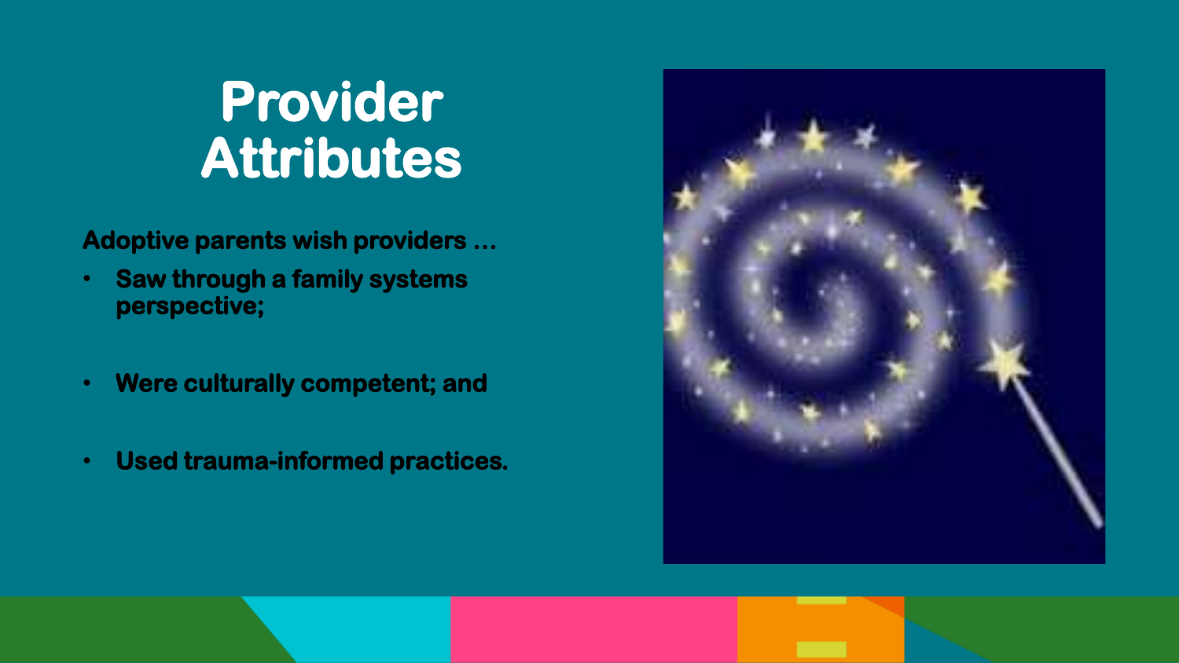# Provider Attributes

**Adoptive parents wish providers …**

- **Saw through a family systems perspective;**
- **Were culturally competent; and**
- **Used trauma-informed practices.**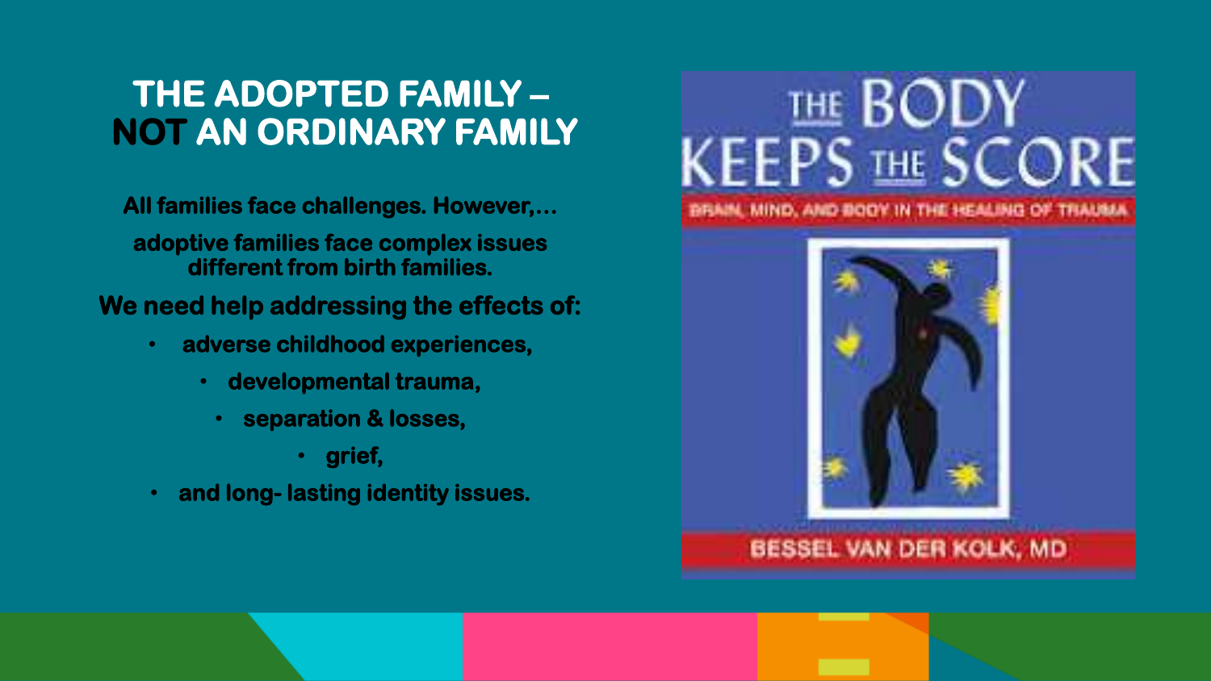# THE ADOPTED FAMILY – NOT AN ORDINARY FAMILY

**All families face challenges. However,…**

**adoptive families face complex issues different from birth families.**

**We need help addressing the effects of:**

- **adverse childhood experiences,**
- **developmental trauma,**
- **separation & losses,**
- **grief,**
- **and long- lasting identity issues.**

THE BODY KEEPS THE SCORE

BRAIN, MIND, AND BODY IN THE HEALING OF TRAUMA

BESSEL VAN DER KOLK, MD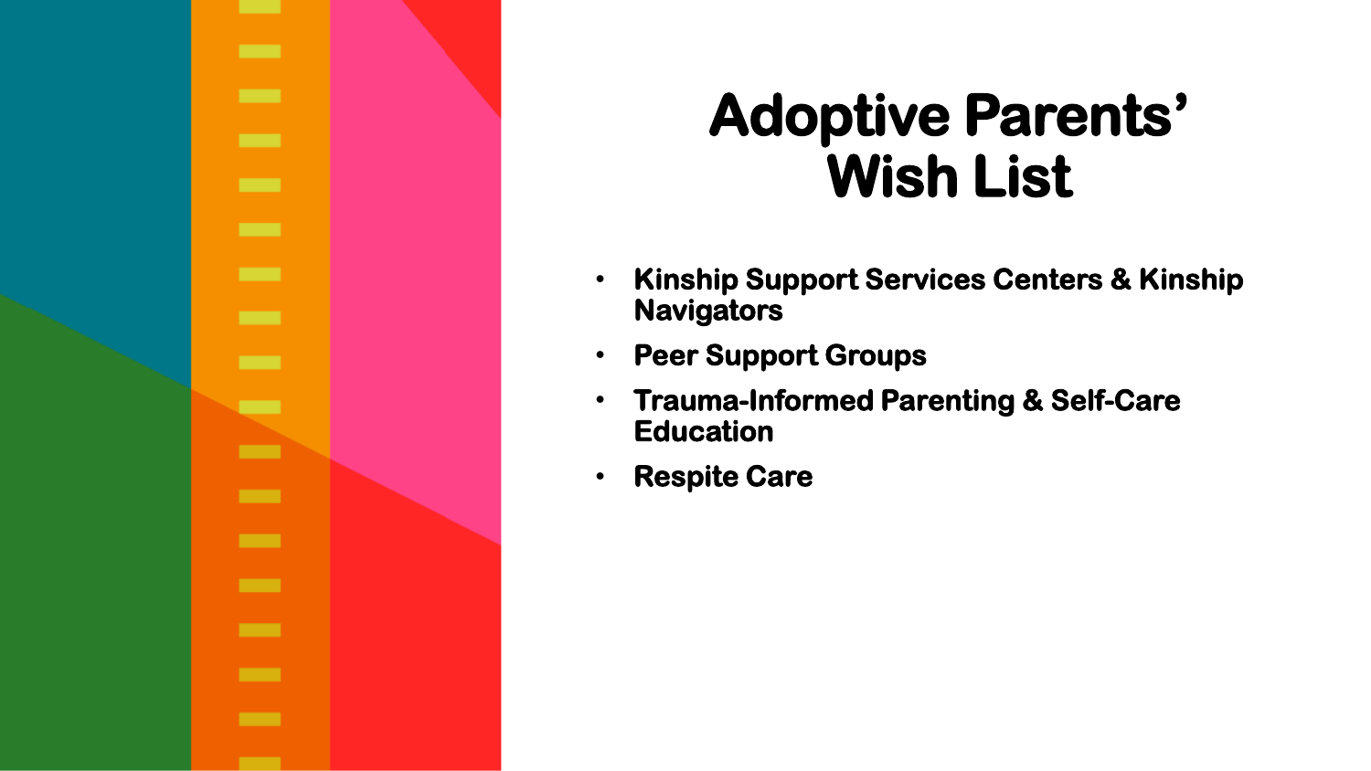# Adoptive Parents' Wish List

- **Kinship Support Services Centers & Kinship Navigators**
- **Peer Support Groups**
- **Trauma-Informed Parenting & Self-Care Education**
- **Respite Care**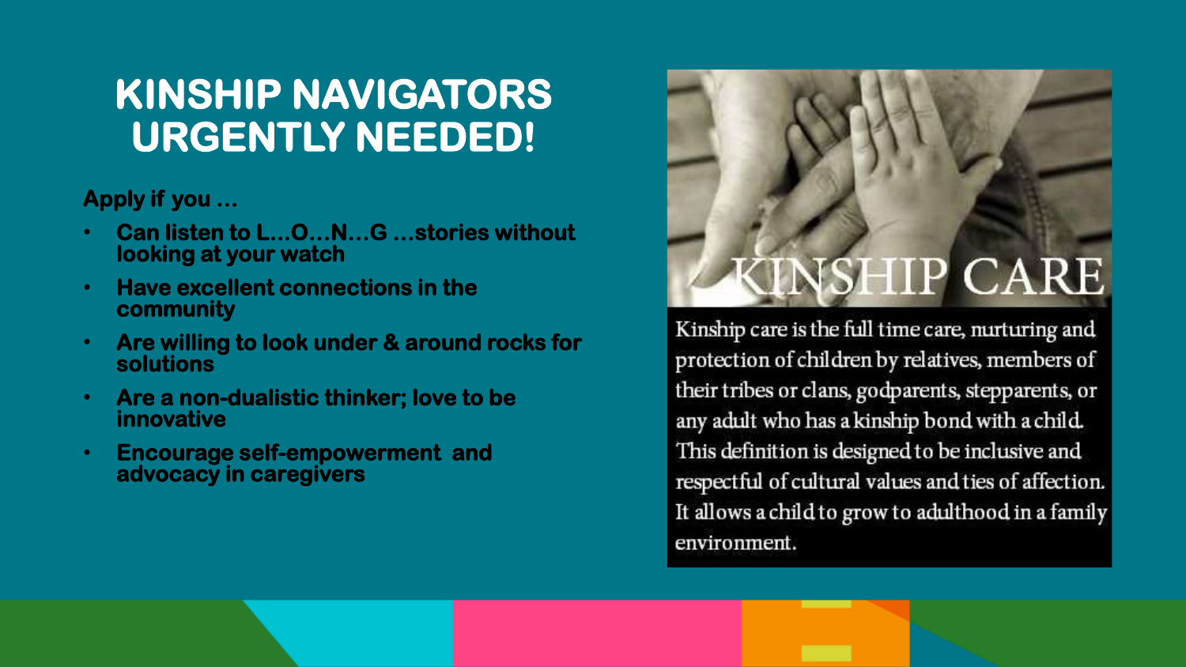# KINSHIP NAVIGATORS URGENTLY NEEDED!

**Apply if you …**

- **Can listen to L…O…N…G …stories without looking at your watch**
- **Have excellent connections in the community**
- **Are willing to look under & around rocks for solutions**
- **Are a non-dualistic thinker; love to be innovative**
- **Encourage self-empowerment and advocacy in caregivers**

## KINSHIP CARE

Kinship care is the full time care, nurturing and protection of children by relatives, members of their tribes or clans, godparents, stepparents, or any adult who has a kinship bond with a child. This definition is designed to be inclusive and respectful of cultural values and ties of affection. It allows a child to grow to adulthood in a family environment.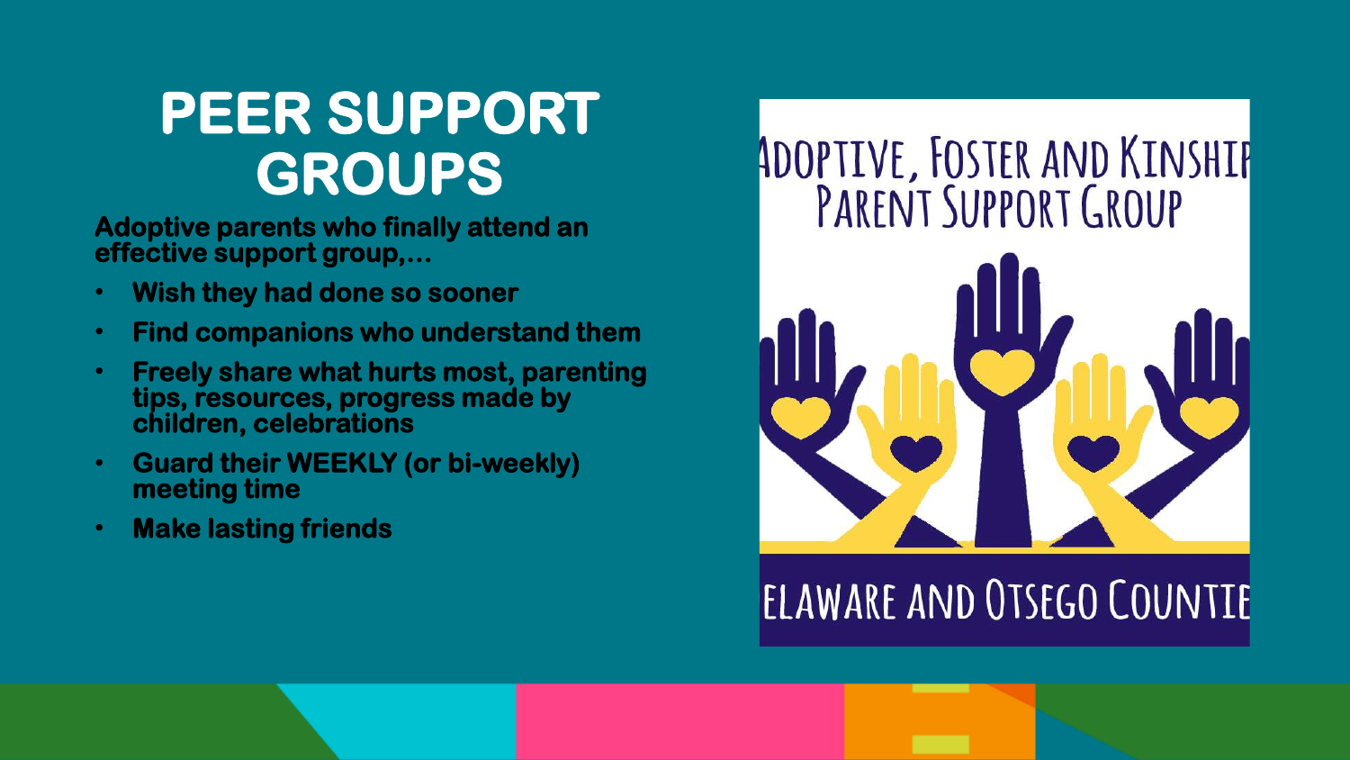# PEER SUPPORT GROUPS

**Adoptive parents who finally attend an effective support group,...**

- **Wish they had done so sooner**
- **Find companions who understand them**
- **Freely share what hurts most, parenting tips, resources, progress made by children, celebrations**
- **Guard their WEEKLY (or bi-weekly) meeting time**
- **Make lasting friends**

ADOPTIVE, FOSTER AND KINSHIP PARENT SUPPORT GROUP

ELAWARE AND OTSEGO COUNTIE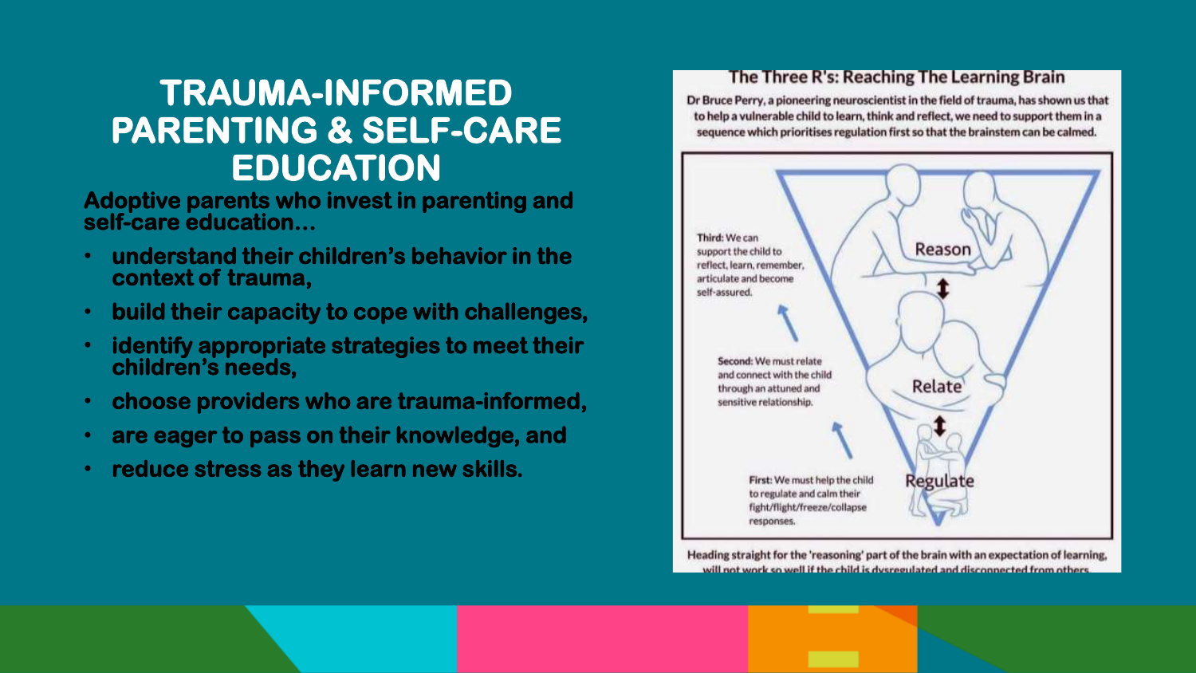# TRAUMA-INFORMED PARENTING & SELF-CARE EDUCATION

**Adoptive parents who invest in parenting and self-care education…**

- **understand their children's behavior in the context of trauma,**
- **build their capacity to cope with challenges,**
- **identify appropriate strategies to meet their children's needs,**
- **choose providers who are trauma-informed,**
- **are eager to pass on their knowledge, and**
- **reduce stress as they learn new skills.**

## The Three R's: Reaching The Learning Brain

Dr Bruce Perry, a pioneering neuroscientist in the field of trauma, has shown us that to help a vulnerable child to learn, think and reflect, we need to support them in a sequence which prioritises regulation first so that the brainstem can be calmed.

**Third:** We can support the child to reflect, learn, remember, articulate and become self-assured.

Reason

**Second:** We must relate and connect with the child through an attuned and sensitive relationship.

Relate

**First:** We must help the child to regulate and calm their fight/flight/freeze/collapse responses.

Regulate

Heading straight for the 'reasoning' part of the brain with an expectation of learning, will not work so well if the child is dysregulated and disconnected from others.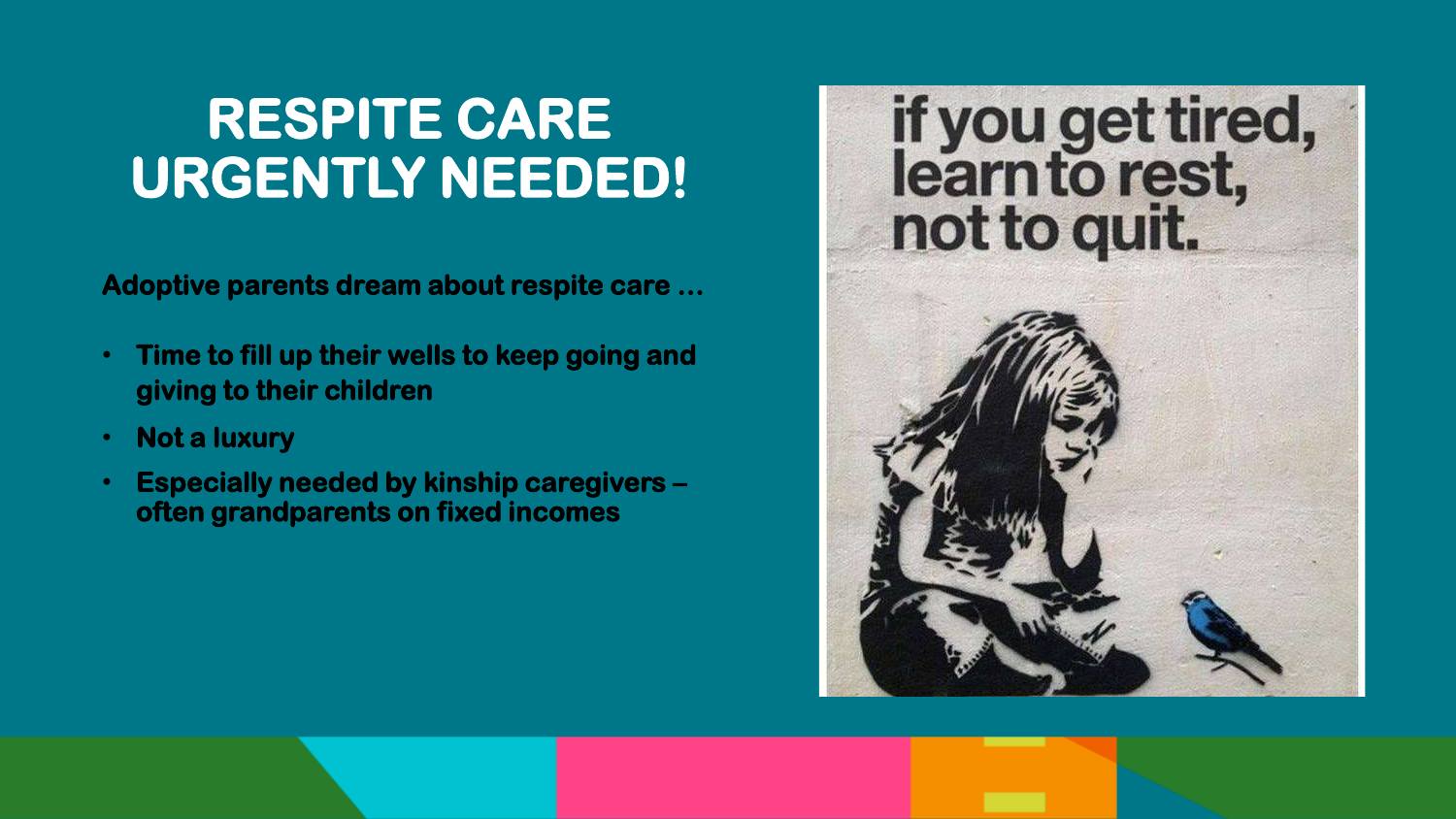# RESPITE CARE URGENTLY NEEDED!

**Adoptive parents dream about respite care …**

- **Time to fill up their wells to keep going and giving to their children**
- **Not a luxury**
- **Especially needed by kinship caregivers – often grandparents on fixed incomes**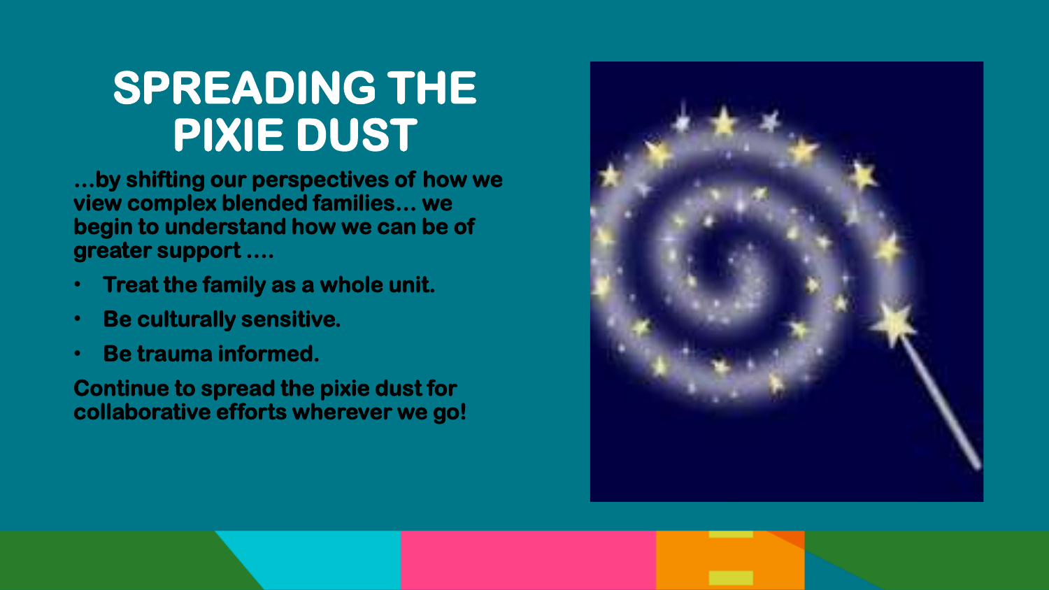# SPREADING THE PIXIE DUST

**…by shifting our perspectives of how we view complex blended families… we begin to understand how we can be of greater support ….**

- **Treat the family as a whole unit.**
- **Be culturally sensitive.**
- **Be trauma informed.**

**Continue to spread the pixie dust for collaborative efforts wherever we go!**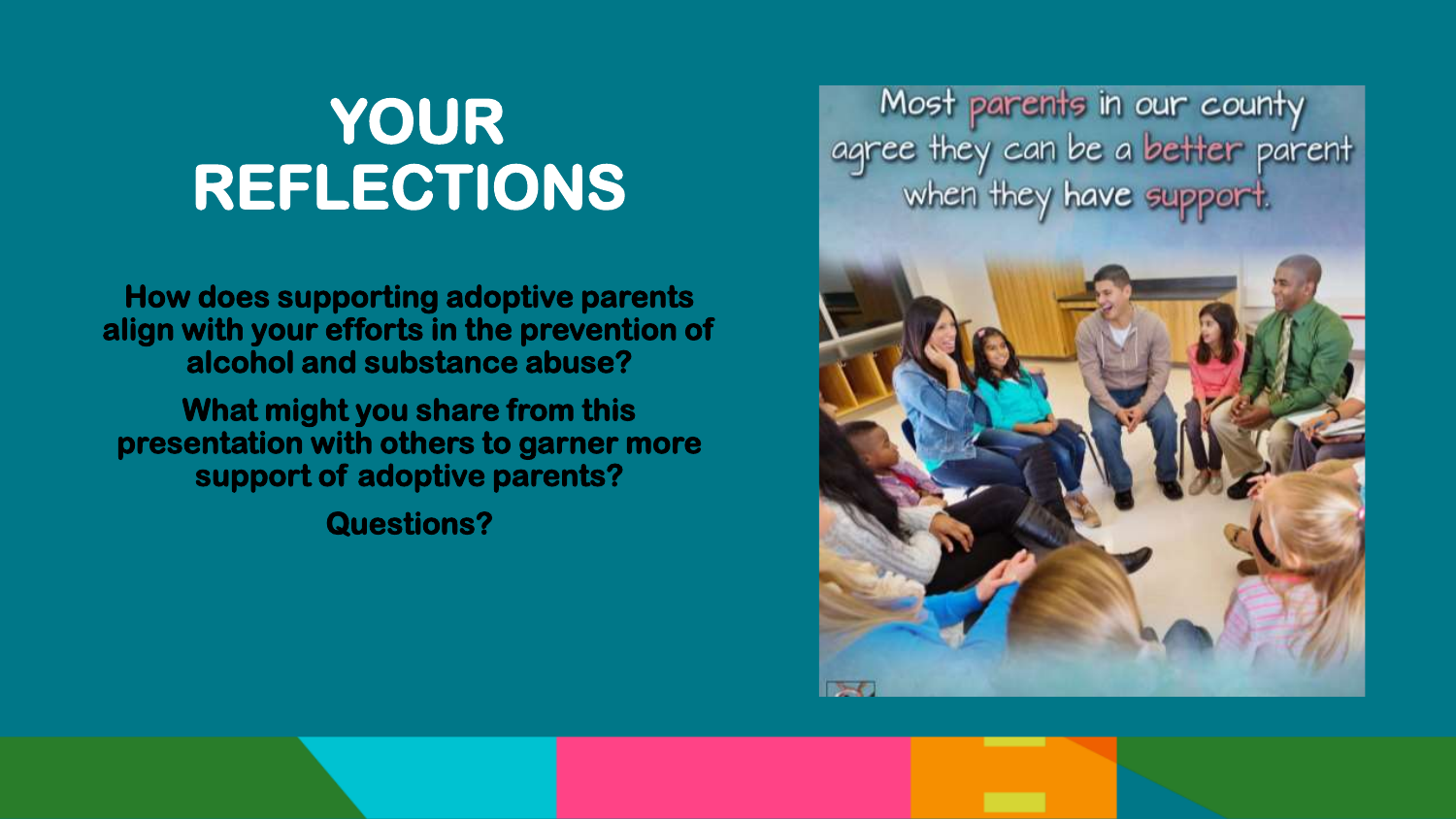# YOUR REFLECTIONS

**How does supporting adoptive parents align with your efforts in the prevention of alcohol and substance abuse?**

**What might you share from this presentation with others to garner more support of adoptive parents?**

**Questions?**

Most parents in our county agree they can be a better parent when they have support.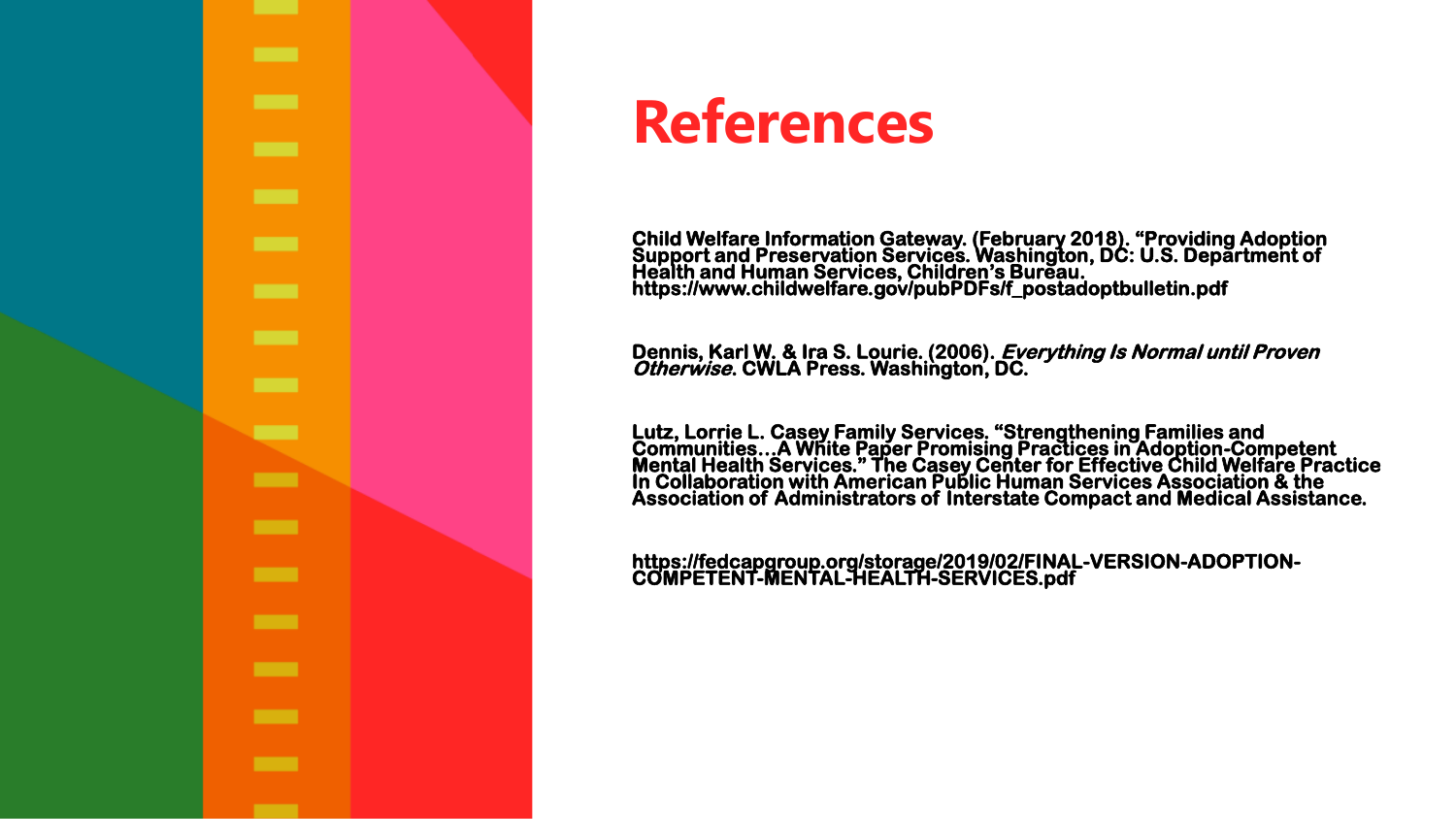# References

**Child Welfare Information Gateway. (February 2018). "Providing Adoption Support and Preservation Services. Washington, DC: U.S. Department of Health and Human Services, Children's Bureau. https://www.childwelfare.gov/pubPDFs/f_postadoptbulletin.pdf**

**Dennis, Karl W. & Ira S. Lourie. (2006). *Everything Is Normal until Proven Otherwise.* CWLA Press. Washington, DC.**

**Lutz, Lorrie L. Casey Family Services. "Strengthening Families and Communities…A White Paper Promising Practices in Adoption-Competent Mental Health Services." The Casey Center for Effective Child Welfare Practice In Collaboration with American Public Human Services Association & the Association of Administrators of Interstate Compact and Medical Assistance.**

**https://fedcapgroup.org/storage/2019/02/FINAL-VERSION-ADOPTION-COMPETENT-MENTAL-HEALTH-SERVICES.pdf**